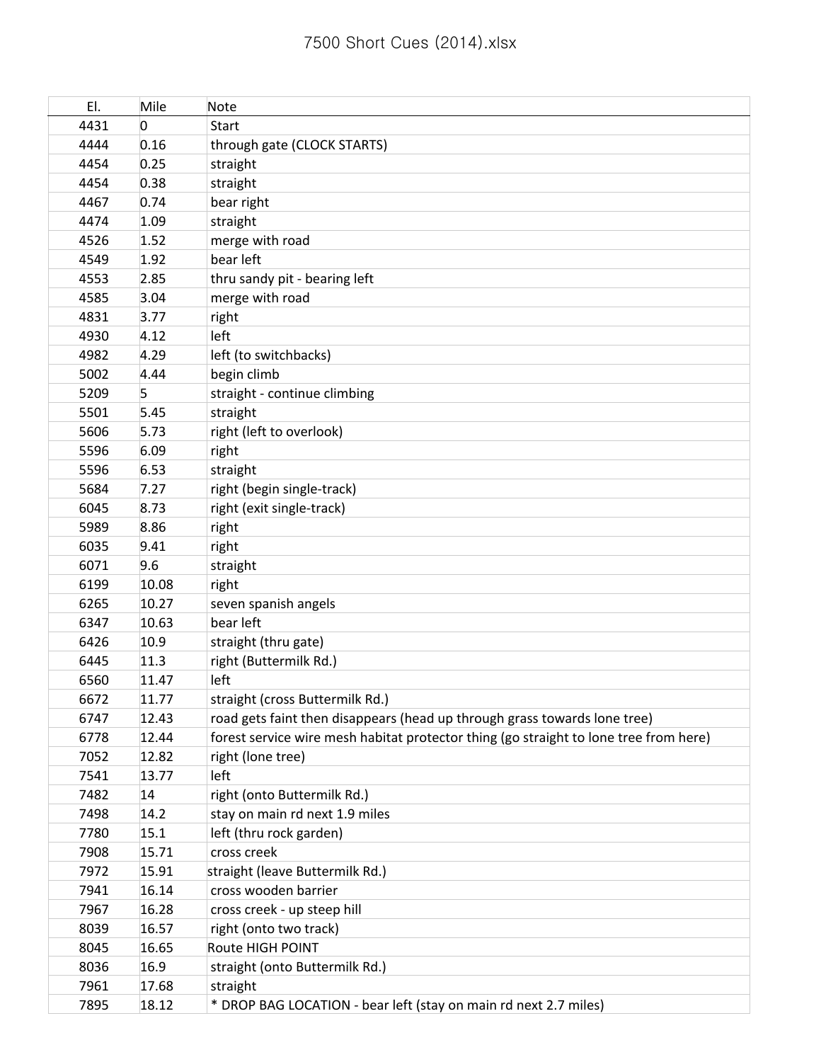# 7500 Short Cues (2014).xlsx

| El. | Mile | Note |
|---|---|---|
| 4431 | 0 | Start |
| 4444 | 0.16 | through gate (CLOCK STARTS) |
| 4454 | 0.25 | straight |
| 4454 | 0.38 | straight |
| 4467 | 0.74 | bear right |
| 4474 | 1.09 | straight |
| 4526 | 1.52 | merge with road |
| 4549 | 1.92 | bear left |
| 4553 | 2.85 | thru sandy pit - bearing left |
| 4585 | 3.04 | merge with road |
| 4831 | 3.77 | right |
| 4930 | 4.12 | left |
| 4982 | 4.29 | left (to switchbacks) |
| 5002 | 4.44 | begin climb |
| 5209 | 5 | straight - continue climbing |
| 5501 | 5.45 | straight |
| 5606 | 5.73 | right (left to overlook) |
| 5596 | 6.09 | right |
| 5596 | 6.53 | straight |
| 5684 | 7.27 | right (begin single-track) |
| 6045 | 8.73 | right (exit single-track) |
| 5989 | 8.86 | right |
| 6035 | 9.41 | right |
| 6071 | 9.6 | straight |
| 6199 | 10.08 | right |
| 6265 | 10.27 | seven spanish angels |
| 6347 | 10.63 | bear left |
| 6426 | 10.9 | straight (thru gate) |
| 6445 | 11.3 | right (Buttermilk Rd.) |
| 6560 | 11.47 | left |
| 6672 | 11.77 | straight (cross Buttermilk Rd.) |
| 6747 | 12.43 | road gets faint then disappears (head up through grass towards lone tree) |
| 6778 | 12.44 | forest service wire mesh habitat protector thing (go straight to lone tree from here) |
| 7052 | 12.82 | right (lone tree) |
| 7541 | 13.77 | left |
| 7482 | 14 | right (onto Buttermilk Rd.) |
| 7498 | 14.2 | stay on main rd next 1.9 miles |
| 7780 | 15.1 | left (thru rock garden) |
| 7908 | 15.71 | cross creek |
| 7972 | 15.91 | straight (leave Buttermilk Rd.) |
| 7941 | 16.14 | cross wooden barrier |
| 7967 | 16.28 | cross creek - up steep hill |
| 8039 | 16.57 | right (onto two track) |
| 8045 | 16.65 | Route HIGH POINT |
| 8036 | 16.9 | straight (onto Buttermilk Rd.) |
| 7961 | 17.68 | straight |
| 7895 | 18.12 | * DROP BAG LOCATION - bear left (stay on main rd next 2.7 miles) |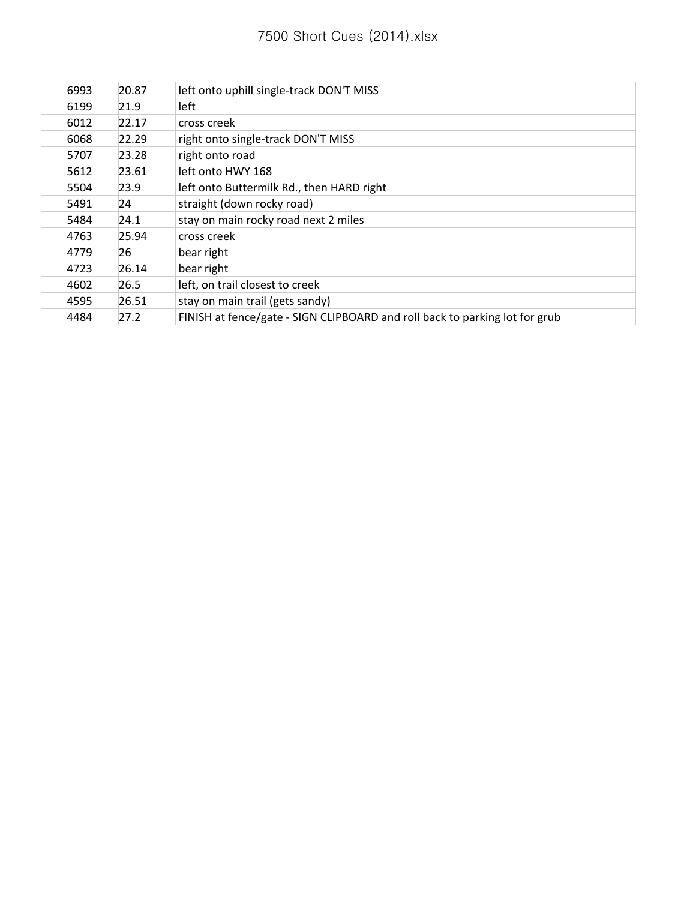| | | |
|---|---|---|
| 6993 | 20.87 | left onto uphill single-track DON'T MISS |
| 6199 | 21.9 | left |
| 6012 | 22.17 | cross creek |
| 6068 | 22.29 | right onto single-track DON'T MISS |
| 5707 | 23.28 | right onto road |
| 5612 | 23.61 | left onto HWY 168 |
| 5504 | 23.9 | left onto Buttermilk Rd., then HARD right |
| 5491 | 24 | straight (down rocky road) |
| 5484 | 24.1 | stay on main rocky road next 2 miles |
| 4763 | 25.94 | cross creek |
| 4779 | 26 | bear right |
| 4723 | 26.14 | bear right |
| 4602 | 26.5 | left, on trail closest to creek |
| 4595 | 26.51 | stay on main trail (gets sandy) |
| 4484 | 27.2 | FINISH at fence/gate - SIGN CLIPBOARD and roll back to parking lot for grub |